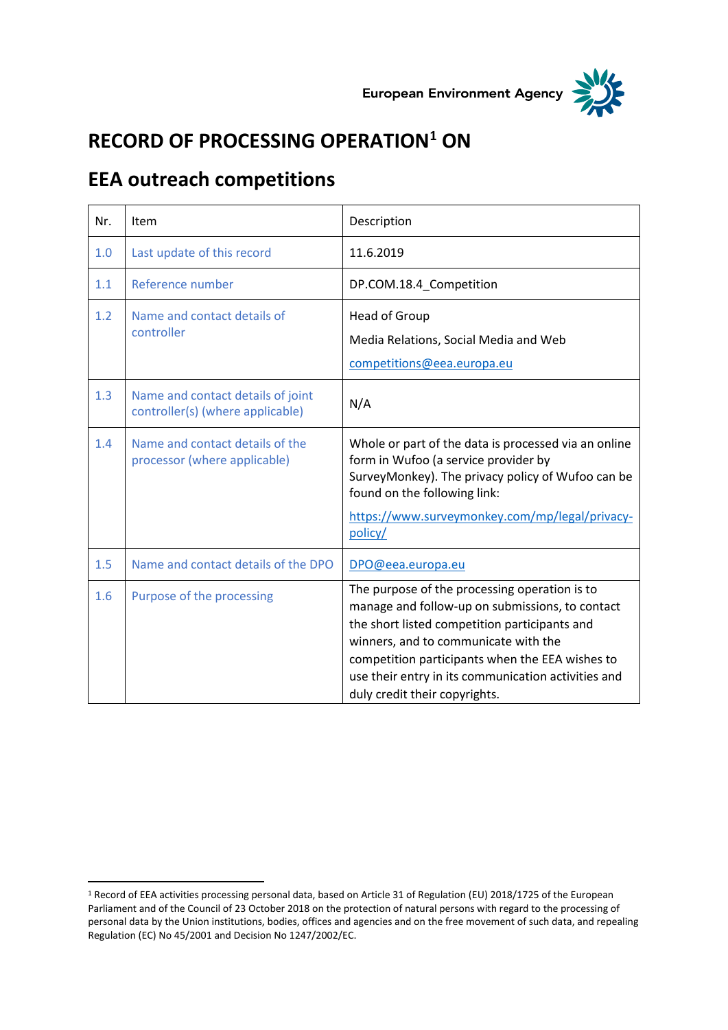European Environment Agency

# RECORD OF PROCESSING OPERATION[1] ON

## EEA outreach competitions

| Nr. | Item | Description |
|---|---|---|
| 1.0 | Last update of this record | 11.6.2019 |
| 1.1 | Reference number | DP.COM.18.4_Competition |
| 1.2 | Name and contact details of controller | Head of Group<br>Media Relations, Social Media and Web<br>competitions@eea.europa.eu |
| 1.3 | Name and contact details of joint controller(s) (where applicable) | N/A |
| 1.4 | Name and contact details of the processor (where applicable) | Whole or part of the data is processed via an online form in Wufoo (a service provider by SurveyMonkey). The privacy policy of Wufoo can be found on the following link:<br>https://www.surveymonkey.com/mp/legal/privacy-policy/ |
| 1.5 | Name and contact details of the DPO | DPO@eea.europa.eu |
| 1.6 | Purpose of the processing | The purpose of the processing operation is to manage and follow-up on submissions, to contact the short listed competition participants and winners, and to communicate with the competition participants when the EEA wishes to use their entry in its communication activities and duly credit their copyrights. |

[1] Record of EEA activities processing personal data, based on Article 31 of Regulation (EU) 2018/1725 of the European Parliament and of the Council of 23 October 2018 on the protection of natural persons with regard to the processing of personal data by the Union institutions, bodies, offices and agencies and on the free movement of such data, and repealing Regulation (EC) No 45/2001 and Decision No 1247/2002/EC.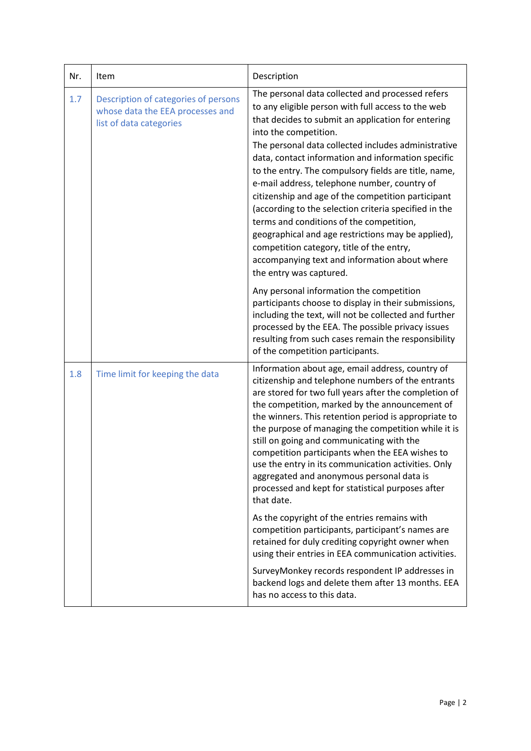| Nr. | Item | Description |
| --- | --- | --- |
| 1.7 | Description of categories of persons whose data the EEA processes and list of data categories | The personal data collected and processed refers to any eligible person with full access to the web that decides to submit an application for entering into the competition.<br>The personal data collected includes administrative data, contact information and information specific to the entry. The compulsory fields are title, name, e-mail address, telephone number, country of citizenship and age of the competition participant (according to the selection criteria specified in the terms and conditions of the competition, geographical and age restrictions may be applied), competition category, title of the entry, accompanying text and information about where the entry was captured.<br><br>Any personal information the competition participants choose to display in their submissions, including the text, will not be collected and further processed by the EEA. The possible privacy issues resulting from such cases remain the responsibility of the competition participants. |
| 1.8 | Time limit for keeping the data | Information about age, email address, country of citizenship and telephone numbers of the entrants are stored for two full years after the completion of the competition, marked by the announcement of the winners. This retention period is appropriate to the purpose of managing the competition while it is still on going and communicating with the competition participants when the EEA wishes to use the entry in its communication activities. Only aggregated and anonymous personal data is processed and kept for statistical purposes after that date.<br><br>As the copyright of the entries remains with competition participants, participant's names are retained for duly crediting copyright owner when using their entries in EEA communication activities.<br><br>SurveyMonkey records respondent IP addresses in backend logs and delete them after 13 months. EEA has no access to this data. |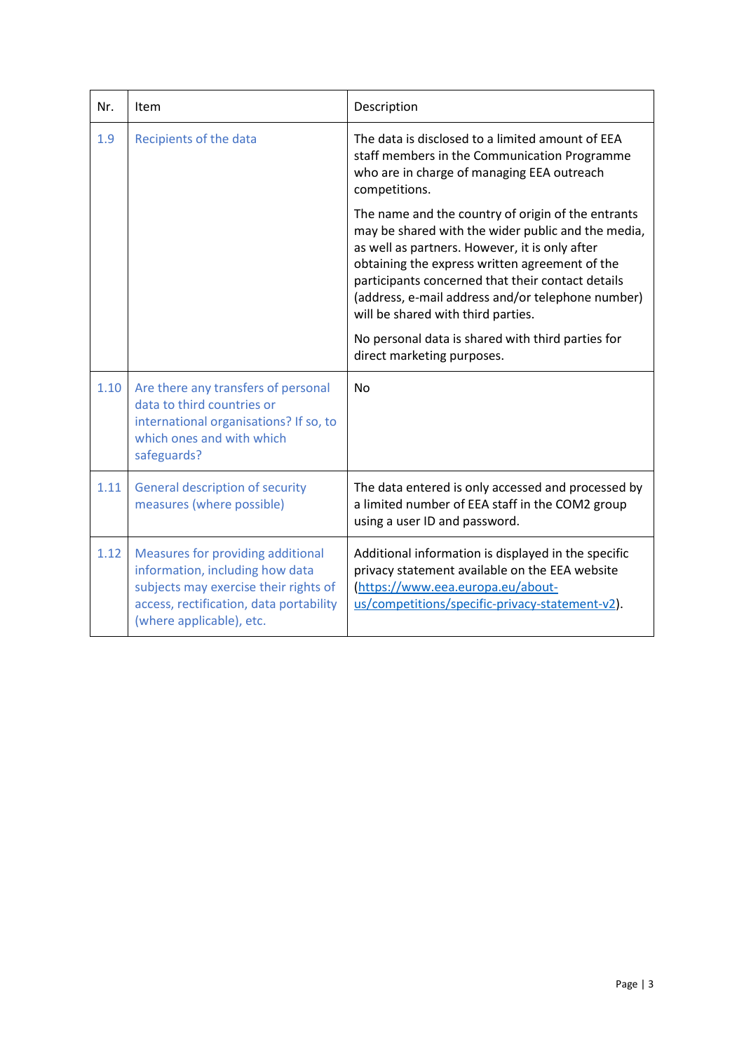| Nr. | Item | Description |
|---|---|---|
| 1.9 | Recipients of the data | The data is disclosed to a limited amount of EEA staff members in the Communication Programme who are in charge of managing EEA outreach competitions.<br><br>The name and the country of origin of the entrants may be shared with the wider public and the media, as well as partners. However, it is only after obtaining the express written agreement of the participants concerned that their contact details (address, e-mail address and/or telephone number) will be shared with third parties.<br><br>No personal data is shared with third parties for direct marketing purposes. |
| 1.10 | Are there any transfers of personal data to third countries or international organisations? If so, to which ones and with which safeguards? | No |
| 1.11 | General description of security measures (where possible) | The data entered is only accessed and processed by a limited number of EEA staff in the COM2 group using a user ID and password. |
| 1.12 | Measures for providing additional information, including how data subjects may exercise their rights of access, rectification, data portability (where applicable), etc. | Additional information is displayed in the specific privacy statement available on the EEA website (https://www.eea.europa.eu/about-us/competitions/specific-privacy-statement-v2). |